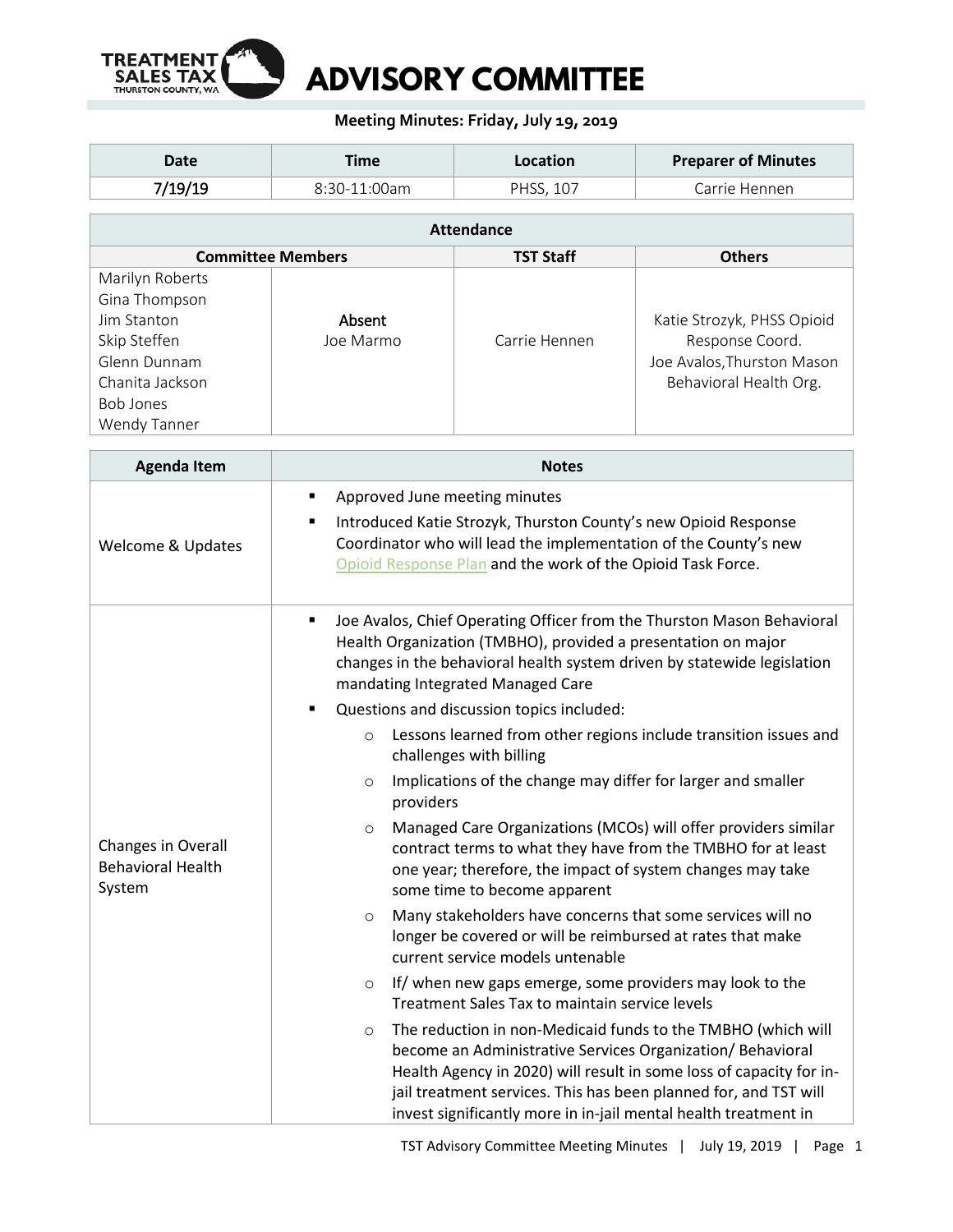# ADVISORY COMMITTEE

**Meeting Minutes: Friday, July 19, 2019**

| Date | Time | Location | Preparer of Minutes |
|---|---|---|---|
| 7/19/19 | 8:30-11:00am | PHSS, 107 | Carrie Hennen |

| Attendance | | | |
|---|---|---|---|
| **Committee Members** | | **TST Staff** | **Others** |
| Marilyn Roberts<br>Gina Thompson<br>Jim Stanton<br>Skip Steffen<br>Glenn Dunnam<br>Chanita Jackson<br>Bob Jones<br>Wendy Tanner | **Absent**<br>Joe Marmo | Carrie Hennen | Katie Strozyk, PHSS Opioid Response Coord.<br>Joe Avalos, Thurston Mason Behavioral Health Org. |

| Agenda Item | Notes |
|---|---|
| Welcome & Updates | ▪ Approved June meeting minutes<br>▪ Introduced Katie Strozyk, Thurston County's new Opioid Response Coordinator who will lead the implementation of the County's new Opioid Response Plan and the work of the Opioid Task Force. |
| Changes in Overall Behavioral Health System | ▪ Joe Avalos, Chief Operating Officer from the Thurston Mason Behavioral Health Organization (TMBHO), provided a presentation on major changes in the behavioral health system driven by statewide legislation mandating Integrated Managed Care<br>▪ Questions and discussion topics included:<br>&nbsp;&nbsp;&nbsp;&nbsp;o Lessons learned from other regions include transition issues and challenges with billing<br>&nbsp;&nbsp;&nbsp;&nbsp;o Implications of the change may differ for larger and smaller providers<br>&nbsp;&nbsp;&nbsp;&nbsp;o Managed Care Organizations (MCOs) will offer providers similar contract terms to what they have from the TMBHO for at least one year; therefore, the impact of system changes may take some time to become apparent<br>&nbsp;&nbsp;&nbsp;&nbsp;o Many stakeholders have concerns that some services will no longer be covered or will be reimbursed at rates that make current service models untenable<br>&nbsp;&nbsp;&nbsp;&nbsp;o If/ when new gaps emerge, some providers may look to the Treatment Sales Tax to maintain service levels<br>&nbsp;&nbsp;&nbsp;&nbsp;o The reduction in non-Medicaid funds to the TMBHO (which will become an Administrative Services Organization/ Behavioral Health Agency in 2020) will result in some loss of capacity for in-jail treatment services. This has been planned for, and TST will invest significantly more in in-jail mental health treatment in |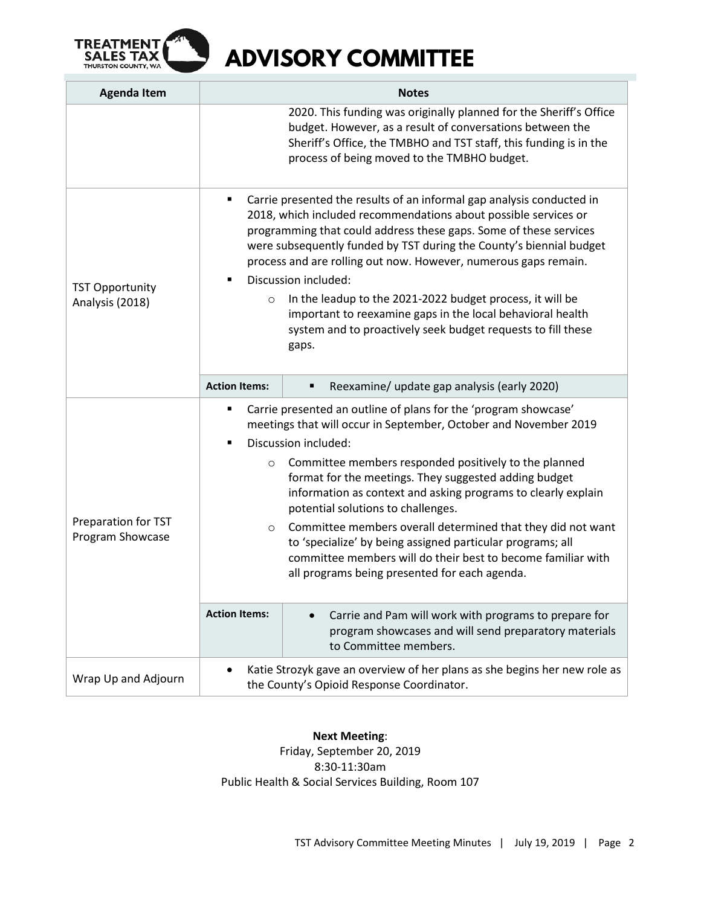# ADVISORY COMMITTEE

| Agenda Item | Notes |
| --- | --- |
| | 2020. This funding was originally planned for the Sheriff's Office budget. However, as a result of conversations between the Sheriff's Office, the TMBHO and TST staff, this funding is in the process of being moved to the TMBHO budget. |
| TST Opportunity Analysis (2018) | ▪ Carrie presented the results of an informal gap analysis conducted in 2018, which included recommendations about possible services or programming that could address these gaps. Some of these services were subsequently funded by TST during the County's biennial budget process and are rolling out now. However, numerous gaps remain.<br>▪ Discussion included:<br>○ In the leadup to the 2021-2022 budget process, it will be important to reexamine gaps in the local behavioral health system and to proactively seek budget requests to fill these gaps. |
| | **Action Items:** ▪ Reexamine/ update gap analysis (early 2020) |
| Preparation for TST Program Showcase | ▪ Carrie presented an outline of plans for the 'program showcase' meetings that will occur in September, October and November 2019<br>▪ Discussion included:<br>○ Committee members responded positively to the planned format for the meetings. They suggested adding budget information as context and asking programs to clearly explain potential solutions to challenges.<br>○ Committee members overall determined that they did not want to 'specialize' by being assigned particular programs; all committee members will do their best to become familiar with all programs being presented for each agenda. |
| | **Action Items:** • Carrie and Pam will work with programs to prepare for program showcases and will send preparatory materials to Committee members. |
| Wrap Up and Adjourn | • Katie Strozyk gave an overview of her plans as she begins her new role as the County's Opioid Response Coordinator. |

**Next Meeting**:
Friday, September 20, 2019
8:30-11:30am
Public Health & Social Services Building, Room 107